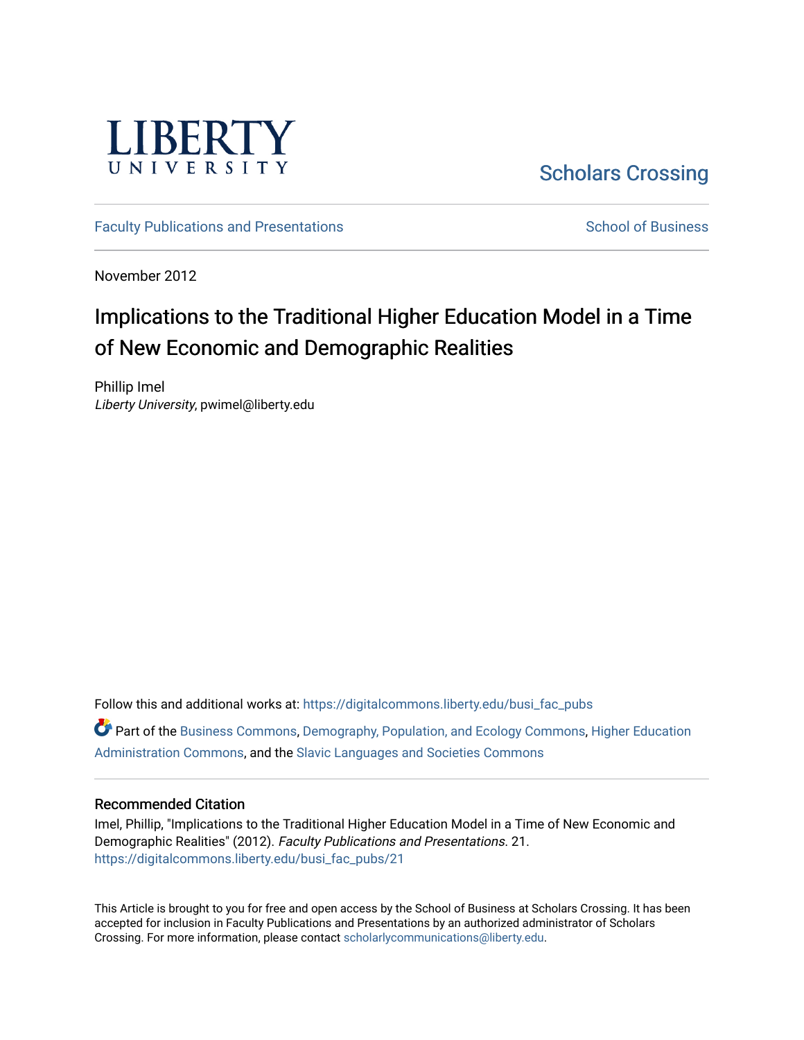LIBERTY UNIVERSITY

Scholars Crossing

Faculty Publications and Presentations

School of Business

November 2012

# Implications to the Traditional Higher Education Model in a Time of New Economic and Demographic Realities

Phillip Imel
*Liberty University*, pwimel@liberty.edu

Follow this and additional works at: https://digitalcommons.liberty.edu/busi_fac_pubs

Part of the Business Commons, Demography, Population, and Ecology Commons, Higher Education Administration Commons, and the Slavic Languages and Societies Commons

## Recommended Citation

Imel, Phillip, "Implications to the Traditional Higher Education Model in a Time of New Economic and Demographic Realities" (2012). *Faculty Publications and Presentations*. 21.
https://digitalcommons.liberty.edu/busi_fac_pubs/21

This Article is brought to you for free and open access by the School of Business at Scholars Crossing. It has been accepted for inclusion in Faculty Publications and Presentations by an authorized administrator of Scholars Crossing. For more information, please contact scholarlycommunications@liberty.edu.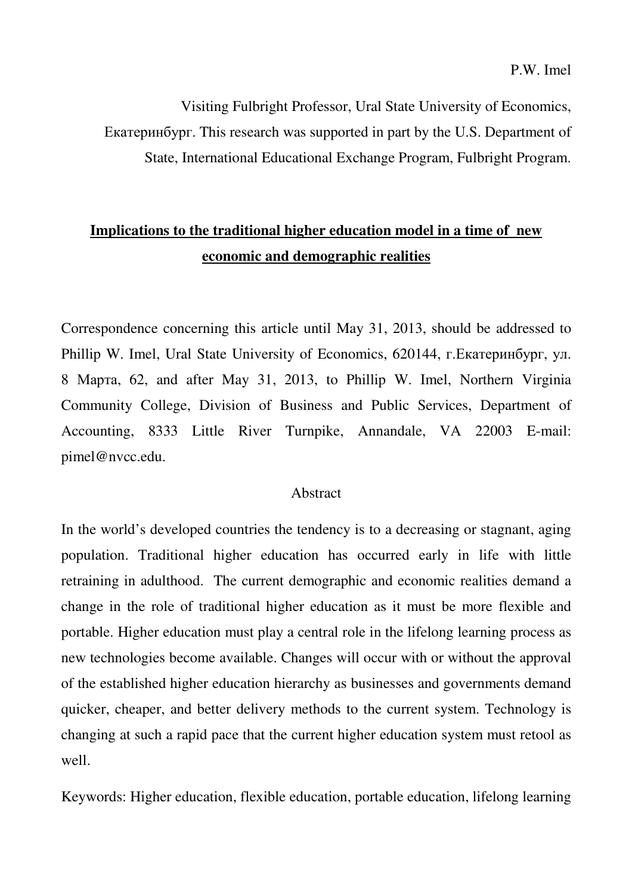P.W. Imel

Visiting Fulbright Professor, Ural State University of Economics, Екатеринбург. This research was supported in part by the U.S. Department of State, International Educational Exchange Program, Fulbright Program.

# Implications to the traditional higher education model in a time of new economic and demographic realities

Correspondence concerning this article until May 31, 2013, should be addressed to Phillip W. Imel, Ural State University of Economics, 620144, г.Екатеринбург, ул. 8 Марта, 62, and after May 31, 2013, to Phillip W. Imel, Northern Virginia Community College, Division of Business and Public Services, Department of Accounting, 8333 Little River Turnpike, Annandale, VA 22003 E-mail: pimel@nvcc.edu.

## Abstract

In the world's developed countries the tendency is to a decreasing or stagnant, aging population. Traditional higher education has occurred early in life with little retraining in adulthood. The current demographic and economic realities demand a change in the role of traditional higher education as it must be more flexible and portable. Higher education must play a central role in the lifelong learning process as new technologies become available. Changes will occur with or without the approval of the established higher education hierarchy as businesses and governments demand quicker, cheaper, and better delivery methods to the current system. Technology is changing at such a rapid pace that the current higher education system must retool as well.

Keywords: Higher education, flexible education, portable education, lifelong learning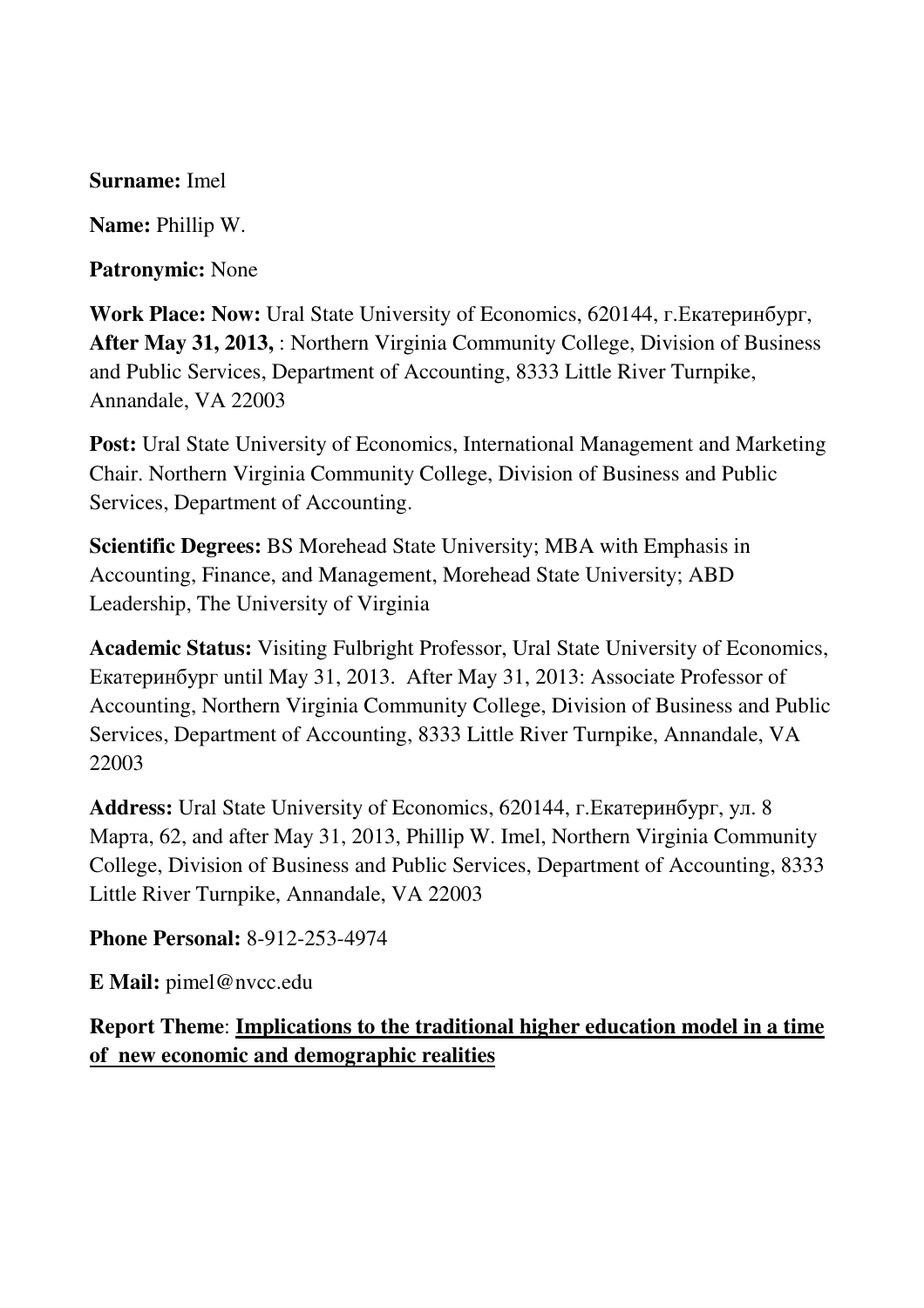**Surname:** Imel

**Name:** Phillip W.

**Patronymic:** None

**Work Place: Now:** Ural State University of Economics, 620144, г.Екатеринбург, **After May 31, 2013,** : Northern Virginia Community College, Division of Business and Public Services, Department of Accounting, 8333 Little River Turnpike, Annandale, VA 22003

**Post:** Ural State University of Economics, International Management and Marketing Chair. Northern Virginia Community College, Division of Business and Public Services, Department of Accounting.

**Scientific Degrees:** BS Morehead State University; MBA with Emphasis in Accounting, Finance, and Management, Morehead State University; ABD Leadership, The University of Virginia

**Academic Status:** Visiting Fulbright Professor, Ural State University of Economics, Екатеринбург until May 31, 2013. After May 31, 2013: Associate Professor of Accounting, Northern Virginia Community College, Division of Business and Public Services, Department of Accounting, 8333 Little River Turnpike, Annandale, VA 22003

**Address:** Ural State University of Economics, 620144, г.Екатеринбург, ул. 8 Марта, 62, and after May 31, 2013, Phillip W. Imel, Northern Virginia Community College, Division of Business and Public Services, Department of Accounting, 8333 Little River Turnpike, Annandale, VA 22003

**Phone Personal:** 8-912-253-4974

**E Mail:** pimel@nvcc.edu

**Report Theme**: **Implications to the traditional higher education model in a time of new economic and demographic realities**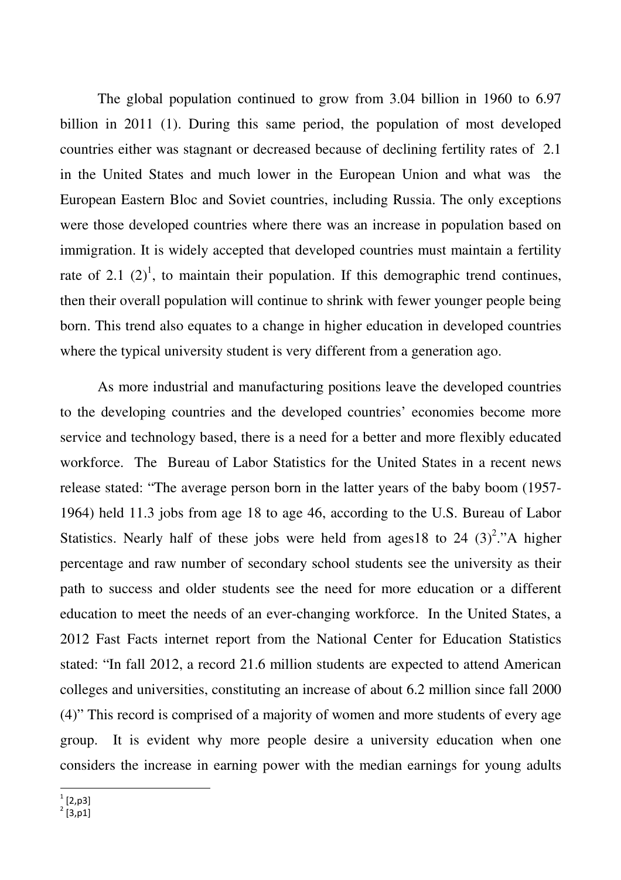The global population continued to grow from 3.04 billion in 1960 to 6.97 billion in 2011 (1). During this same period, the population of most developed countries either was stagnant or decreased because of declining fertility rates of 2.1 in the United States and much lower in the European Union and what was the European Eastern Bloc and Soviet countries, including Russia. The only exceptions were those developed countries where there was an increase in population based on immigration. It is widely accepted that developed countries must maintain a fertility rate of 2.1 (2)[1], to maintain their population. If this demographic trend continues, then their overall population will continue to shrink with fewer younger people being born. This trend also equates to a change in higher education in developed countries where the typical university student is very different from a generation ago.

As more industrial and manufacturing positions leave the developed countries to the developing countries and the developed countries' economies become more service and technology based, there is a need for a better and more flexibly educated workforce. The Bureau of Labor Statistics for the United States in a recent news release stated: "The average person born in the latter years of the baby boom (1957-1964) held 11.3 jobs from age 18 to age 46, according to the U.S. Bureau of Labor Statistics. Nearly half of these jobs were held from ages18 to 24 (3)[2]." A higher percentage and raw number of secondary school students see the university as their path to success and older students see the need for more education or a different education to meet the needs of an ever-changing workforce. In the United States, a 2012 Fast Facts internet report from the National Center for Education Statistics stated: "In fall 2012, a record 21.6 million students are expected to attend American colleges and universities, constituting an increase of about 6.2 million since fall 2000 (4)" This record is comprised of a majority of women and more students of every age group. It is evident why more people desire a university education when one considers the increase in earning power with the median earnings for young adults

---

[1] [2,p3]

[2] [3,p1]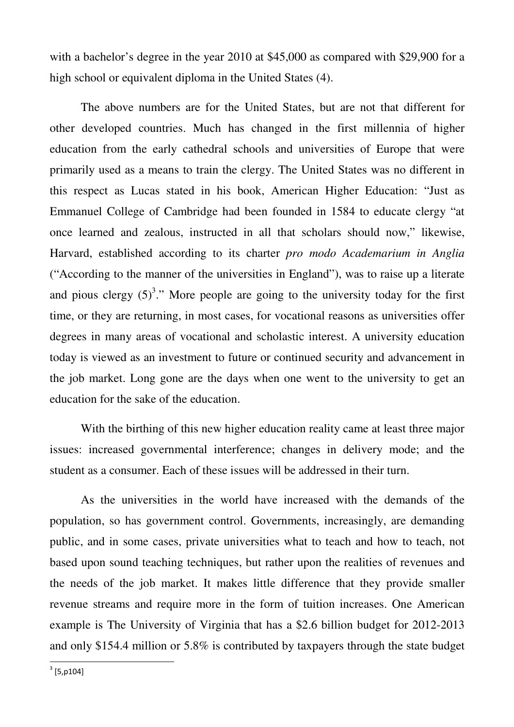with a bachelor's degree in the year 2010 at $45,000 as compared with $29,900 for a high school or equivalent diploma in the United States (4).

The above numbers are for the United States, but are not that different for other developed countries. Much has changed in the first millennia of higher education from the early cathedral schools and universities of Europe that were primarily used as a means to train the clergy. The United States was no different in this respect as Lucas stated in his book, American Higher Education: "Just as Emmanuel College of Cambridge had been founded in 1584 to educate clergy "at once learned and zealous, instructed in all that scholars should now," likewise, Harvard, established according to its charter *pro modo Academarium in Anglia* ("According to the manner of the universities in England"), was to raise up a literate and pious clergy (5)[3]." More people are going to the university today for the first time, or they are returning, in most cases, for vocational reasons as universities offer degrees in many areas of vocational and scholastic interest. A university education today is viewed as an investment to future or continued security and advancement in the job market. Long gone are the days when one went to the university to get an education for the sake of the education.

With the birthing of this new higher education reality came at least three major issues: increased governmental interference; changes in delivery mode; and the student as a consumer. Each of these issues will be addressed in their turn.

As the universities in the world have increased with the demands of the population, so has government control. Governments, increasingly, are demanding public, and in some cases, private universities what to teach and how to teach, not based upon sound teaching techniques, but rather upon the realities of revenues and the needs of the job market. It makes little difference that they provide smaller revenue streams and require more in the form of tuition increases. One American example is The University of Virginia that has a $2.6 billion budget for 2012-2013 and only $154.4 million or 5.8% is contributed by taxpayers through the state budget

[3] [5,p104]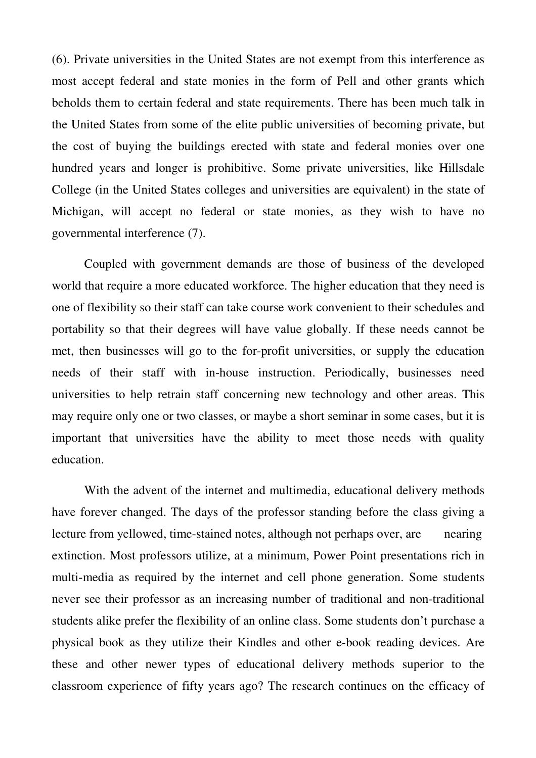(6). Private universities in the United States are not exempt from this interference as most accept federal and state monies in the form of Pell and other grants which beholds them to certain federal and state requirements. There has been much talk in the United States from some of the elite public universities of becoming private, but the cost of buying the buildings erected with state and federal monies over one hundred years and longer is prohibitive. Some private universities, like Hillsdale College (in the United States colleges and universities are equivalent) in the state of Michigan, will accept no federal or state monies, as they wish to have no governmental interference (7).

Coupled with government demands are those of business of the developed world that require a more educated workforce. The higher education that they need is one of flexibility so their staff can take course work convenient to their schedules and portability so that their degrees will have value globally. If these needs cannot be met, then businesses will go to the for-profit universities, or supply the education needs of their staff with in-house instruction. Periodically, businesses need universities to help retrain staff concerning new technology and other areas. This may require only one or two classes, or maybe a short seminar in some cases, but it is important that universities have the ability to meet those needs with quality education.

With the advent of the internet and multimedia, educational delivery methods have forever changed. The days of the professor standing before the class giving a lecture from yellowed, time-stained notes, although not perhaps over, are nearing extinction. Most professors utilize, at a minimum, Power Point presentations rich in multi-media as required by the internet and cell phone generation. Some students never see their professor as an increasing number of traditional and non-traditional students alike prefer the flexibility of an online class. Some students don't purchase a physical book as they utilize their Kindles and other e-book reading devices. Are these and other newer types of educational delivery methods superior to the classroom experience of fifty years ago? The research continues on the efficacy of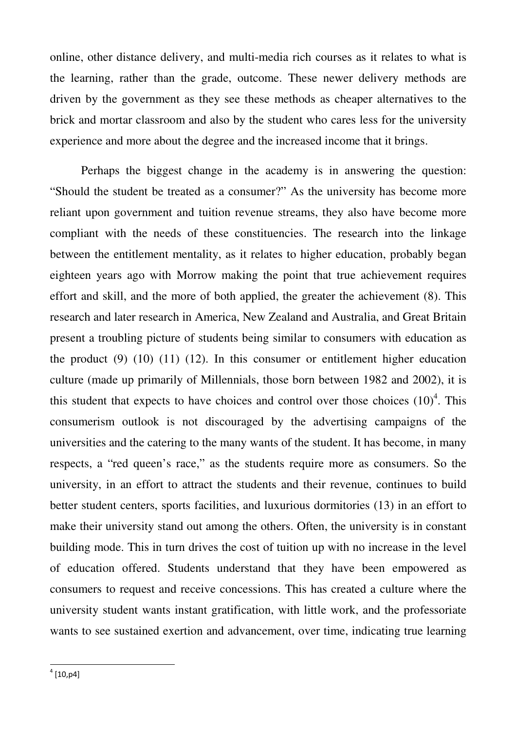online, other distance delivery, and multi-media rich courses as it relates to what is the learning, rather than the grade, outcome. These newer delivery methods are driven by the government as they see these methods as cheaper alternatives to the brick and mortar classroom and also by the student who cares less for the university experience and more about the degree and the increased income that it brings.

Perhaps the biggest change in the academy is in answering the question: "Should the student be treated as a consumer?" As the university has become more reliant upon government and tuition revenue streams, they also have become more compliant with the needs of these constituencies. The research into the linkage between the entitlement mentality, as it relates to higher education, probably began eighteen years ago with Morrow making the point that true achievement requires effort and skill, and the more of both applied, the greater the achievement (8). This research and later research in America, New Zealand and Australia, and Great Britain present a troubling picture of students being similar to consumers with education as the product (9) (10) (11) (12). In this consumer or entitlement higher education culture (made up primarily of Millennials, those born between 1982 and 2002), it is this student that expects to have choices and control over those choices (10)[4]. This consumerism outlook is not discouraged by the advertising campaigns of the universities and the catering to the many wants of the student. It has become, in many respects, a "red queen's race," as the students require more as consumers. So the university, in an effort to attract the students and their revenue, continues to build better student centers, sports facilities, and luxurious dormitories (13) in an effort to make their university stand out among the others. Often, the university is in constant building mode. This in turn drives the cost of tuition up with no increase in the level of education offered. Students understand that they have been empowered as consumers to request and receive concessions. This has created a culture where the university student wants instant gratification, with little work, and the professoriate wants to see sustained exertion and advancement, over time, indicating true learning

---

[4] [10,p4]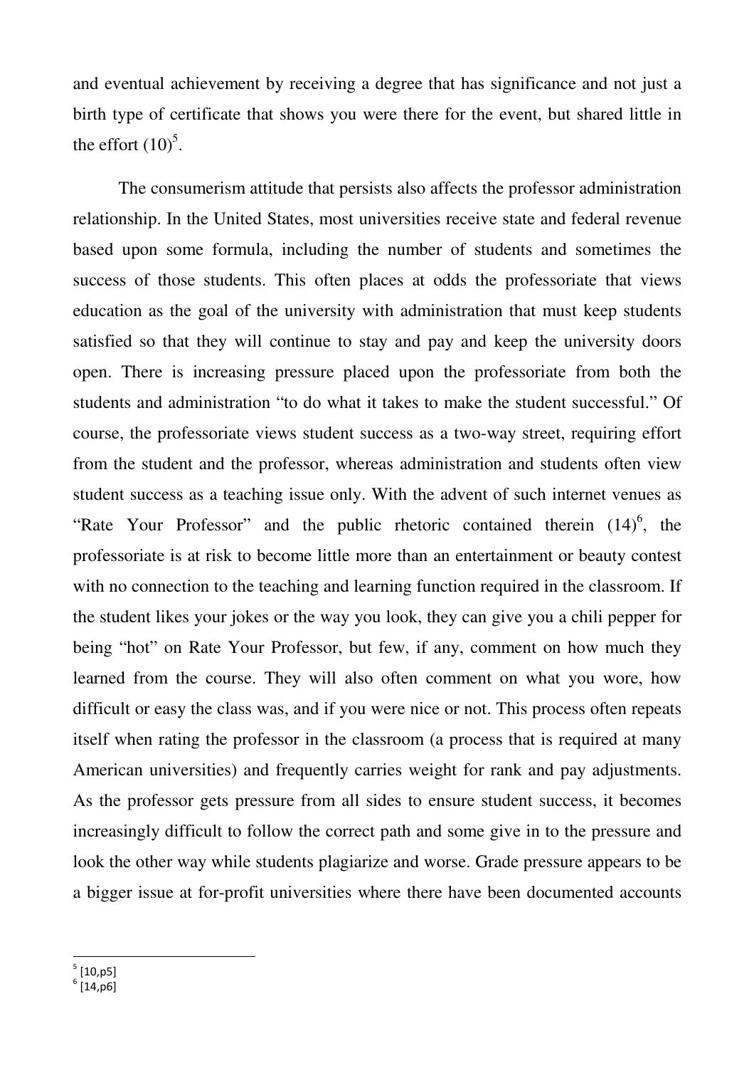and eventual achievement by receiving a degree that has significance and not just a birth type of certificate that shows you were there for the event, but shared little in the effort (10)[5].

The consumerism attitude that persists also affects the professor administration relationship. In the United States, most universities receive state and federal revenue based upon some formula, including the number of students and sometimes the success of those students. This often places at odds the professoriate that views education as the goal of the university with administration that must keep students satisfied so that they will continue to stay and pay and keep the university doors open. There is increasing pressure placed upon the professoriate from both the students and administration "to do what it takes to make the student successful." Of course, the professoriate views student success as a two-way street, requiring effort from the student and the professor, whereas administration and students often view student success as a teaching issue only. With the advent of such internet venues as "Rate Your Professor" and the public rhetoric contained therein (14)[6], the professoriate is at risk to become little more than an entertainment or beauty contest with no connection to the teaching and learning function required in the classroom. If the student likes your jokes or the way you look, they can give you a chili pepper for being "hot" on Rate Your Professor, but few, if any, comment on how much they learned from the course. They will also often comment on what you wore, how difficult or easy the class was, and if you were nice or not. This process often repeats itself when rating the professor in the classroom (a process that is required at many American universities) and frequently carries weight for rank and pay adjustments. As the professor gets pressure from all sides to ensure student success, it becomes increasingly difficult to follow the correct path and some give in to the pressure and look the other way while students plagiarize and worse. Grade pressure appears to be a bigger issue at for-profit universities where there have been documented accounts

---

[5] [10,p5]

[6] [14,p6]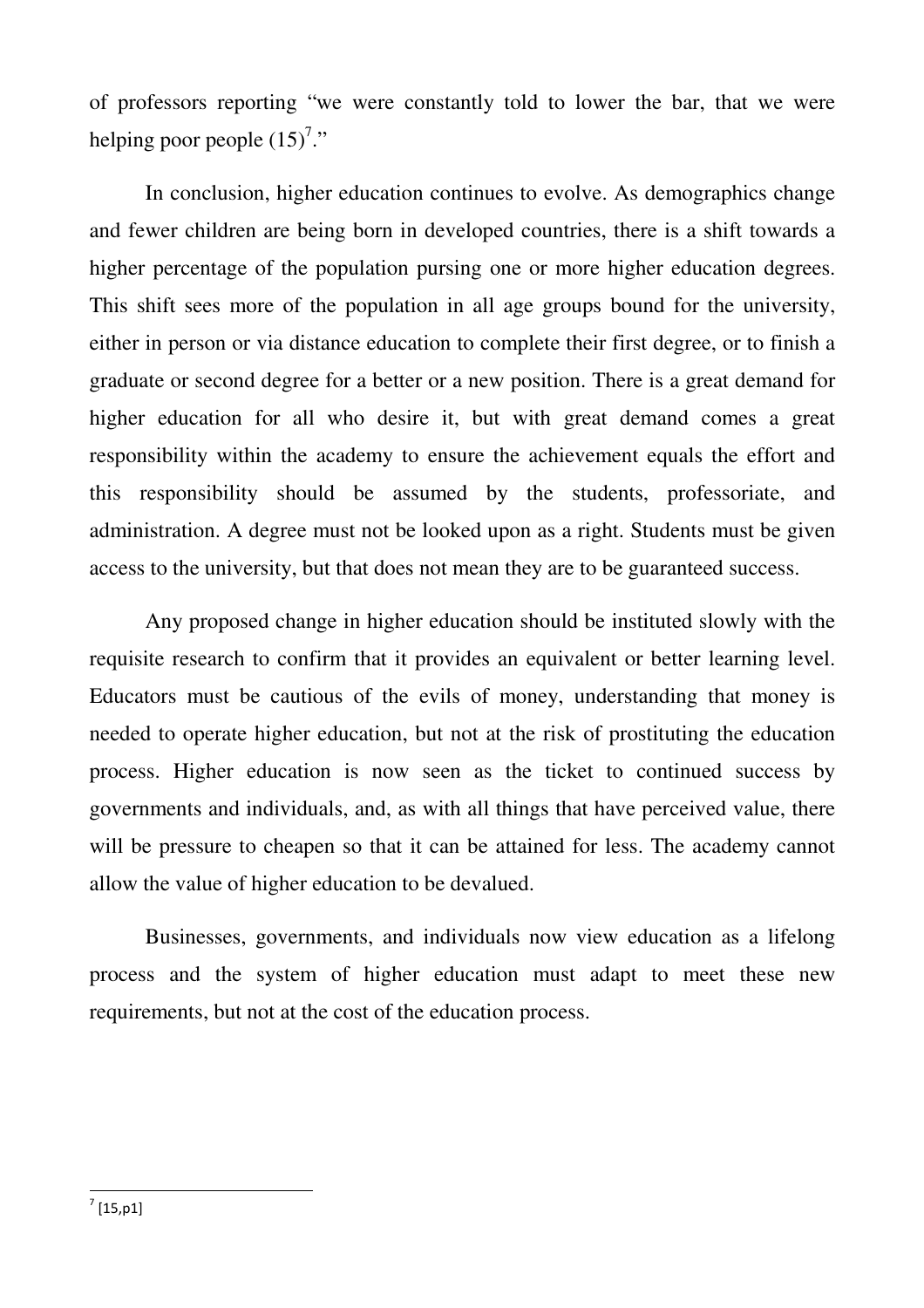of professors reporting "we were constantly told to lower the bar, that we were helping poor people (15)[7]."

In conclusion, higher education continues to evolve. As demographics change and fewer children are being born in developed countries, there is a shift towards a higher percentage of the population pursing one or more higher education degrees. This shift sees more of the population in all age groups bound for the university, either in person or via distance education to complete their first degree, or to finish a graduate or second degree for a better or a new position. There is a great demand for higher education for all who desire it, but with great demand comes a great responsibility within the academy to ensure the achievement equals the effort and this responsibility should be assumed by the students, professoriate, and administration. A degree must not be looked upon as a right. Students must be given access to the university, but that does not mean they are to be guaranteed success.

Any proposed change in higher education should be instituted slowly with the requisite research to confirm that it provides an equivalent or better learning level. Educators must be cautious of the evils of money, understanding that money is needed to operate higher education, but not at the risk of prostituting the education process. Higher education is now seen as the ticket to continued success by governments and individuals, and, as with all things that have perceived value, there will be pressure to cheapen so that it can be attained for less. The academy cannot allow the value of higher education to be devalued.

Businesses, governments, and individuals now view education as a lifelong process and the system of higher education must adapt to meet these new requirements, but not at the cost of the education process.

---

[7] [15,p1]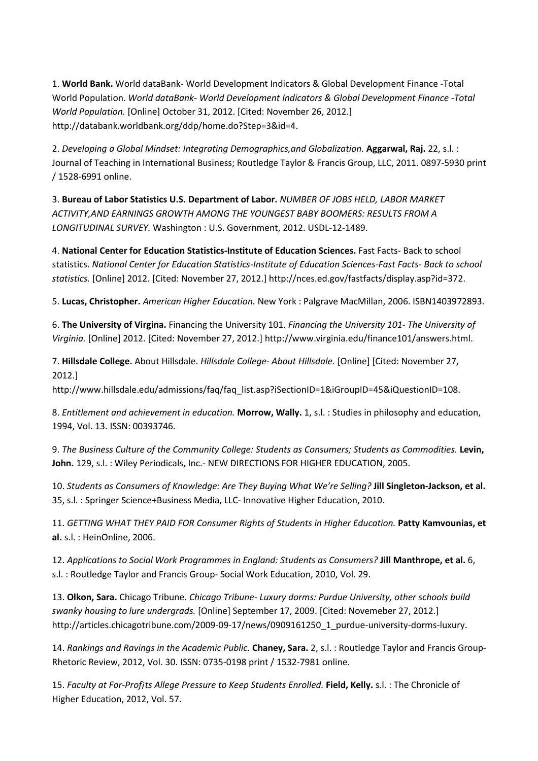1. **World Bank.** World dataBank- World Development Indicators & Global Development Finance -Total World Population. *World dataBank- World Development Indicators & Global Development Finance -Total World Population.* [Online] October 31, 2012. [Cited: November 26, 2012.] http://databank.worldbank.org/ddp/home.do?Step=3&id=4.

2. *Developing a Global Mindset: Integrating Demographics,and Globalization.* **Aggarwal, Raj.** 22, s.l. : Journal of Teaching in International Business; Routledge Taylor & Francis Group, LLC, 2011. 0897-5930 print / 1528-6991 online.

3. **Bureau of Labor Statistics U.S. Department of Labor.** *NUMBER OF JOBS HELD, LABOR MARKET ACTIVITY,AND EARNINGS GROWTH AMONG THE YOUNGEST BABY BOOMERS: RESULTS FROM A LONGITUDINAL SURVEY.* Washington : U.S. Government, 2012. USDL-12-1489.

4. **National Center for Education Statistics-Institute of Education Sciences.** Fast Facts- Back to school statistics. *National Center for Education Statistics-Institute of Education Sciences-Fast Facts- Back to school statistics.* [Online] 2012. [Cited: November 27, 2012.] http://nces.ed.gov/fastfacts/display.asp?id=372.

5. **Lucas, Christopher.** *American Higher Education.* New York : Palgrave MacMillan, 2006. ISBN1403972893.

6. **The University of Virgina.** Financing the University 101. *Financing the University 101- The University of Virginia.* [Online] 2012. [Cited: November 27, 2012.] http://www.virginia.edu/finance101/answers.html.

7. **Hillsdale College.** About Hillsdale. *Hillsdale College- About Hillsdale.* [Online] [Cited: November 27, 2012.] http://www.hillsdale.edu/admissions/faq/faq_list.asp?iSectionID=1&iGroupID=45&iQuestionID=108.

8. *Entitlement and achievement in education.* **Morrow, Wally.** 1, s.l. : Studies in philosophy and education, 1994, Vol. 13. ISSN: 00393746.

9. *The Business Culture of the Community College: Students as Consumers; Students as Commodities.* **Levin, John.** 129, s.l. : Wiley Periodicals, Inc.- NEW DIRECTIONS FOR HIGHER EDUCATION, 2005.

10. *Students as Consumers of Knowledge: Are They Buying What We're Selling?* **Jill Singleton-Jackson, et al.** 35, s.l. : Springer Science+Business Media, LLC- Innovative Higher Education, 2010.

11. *GETTING WHAT THEY PAID FOR Consumer Rights of Students in Higher Education.* **Patty Kamvounias, et al.** s.l. : HeinOnline, 2006.

12. *Applications to Social Work Programmes in England: Students as Consumers?* **Jill Manthrope, et al.** 6, s.l. : Routledge Taylor and Francis Group- Social Work Education, 2010, Vol. 29.

13. **Olkon, Sara.** Chicago Tribune. *Chicago Tribune- Luxury dorms: Purdue University, other schools build swanky housing to lure undergrads.* [Online] September 17, 2009. [Cited: Novemeber 27, 2012.] http://articles.chicagotribune.com/2009-09-17/news/0909161250_1_purdue-university-dorms-luxury.

14. *Rankings and Ravings in the Academic Public.* **Chaney, Sara.** 2, s.l. : Routledge Taylor and Francis Group- Rhetoric Review, 2012, Vol. 30. ISSN: 0735-0198 print / 1532-7981 online.

15. *Faculty at For-Prof¡ts Allege Pressure to Keep Students Enrolled.* **Field, Kelly.** s.l. : The Chronicle of Higher Education, 2012, Vol. 57.